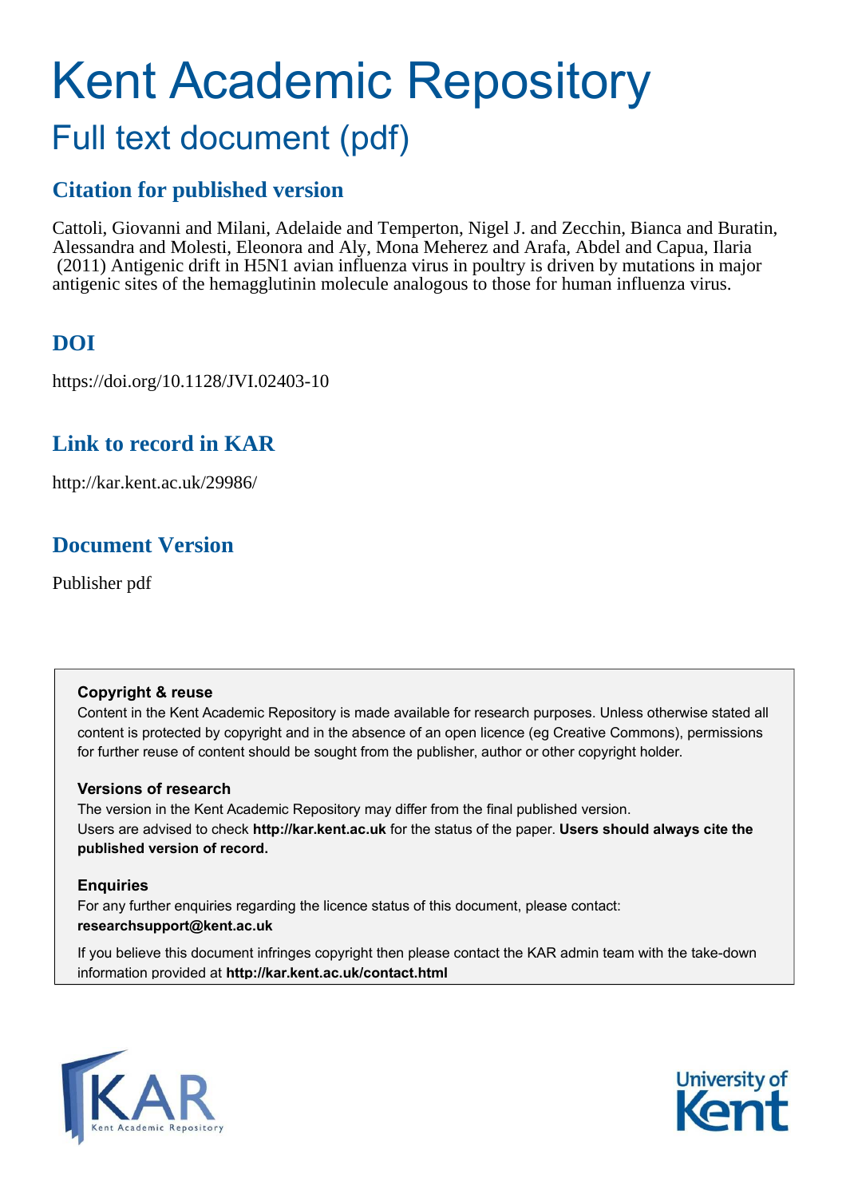# Kent Academic Repository

## Full text document (pdf)

### Citation for published version

Cattoli, Giovanni and Milani, Adelaide and Temperton, Nigel J. and Zecchin, Bianca and Buratin, Alessandra and Molesti, Eleonora and Aly, Mona Meherez and Arafa, Abdel and Capua, Ilaria (2011) Antigenic drift in H5N1 avian influenza virus in poultry is driven by mutations in major antigenic sites of the hemagglutinin molecule analogous to those for human influenza virus.

### DOI

https://doi.org/10.1128/JVI.02403-10

### Link to record in KAR

http://kar.kent.ac.uk/29986/

### Document Version

Publisher pdf

**Copyright & reuse**

Content in the Kent Academic Repository is made available for research purposes. Unless otherwise stated all content is protected by copyright and in the absence of an open licence (eg Creative Commons), permissions for further reuse of content should be sought from the publisher, author or other copyright holder.

**Versions of research**

The version in the Kent Academic Repository may differ from the final published version. Users are advised to check **http://kar.kent.ac.uk** for the status of the paper. **Users should always cite the published version of record.**

**Enquiries**

For any further enquiries regarding the licence status of this document, please contact: **researchsupport@kent.ac.uk**

If you believe this document infringes copyright then please contact the KAR admin team with the take-down information provided at **http://kar.kent.ac.uk/contact.html**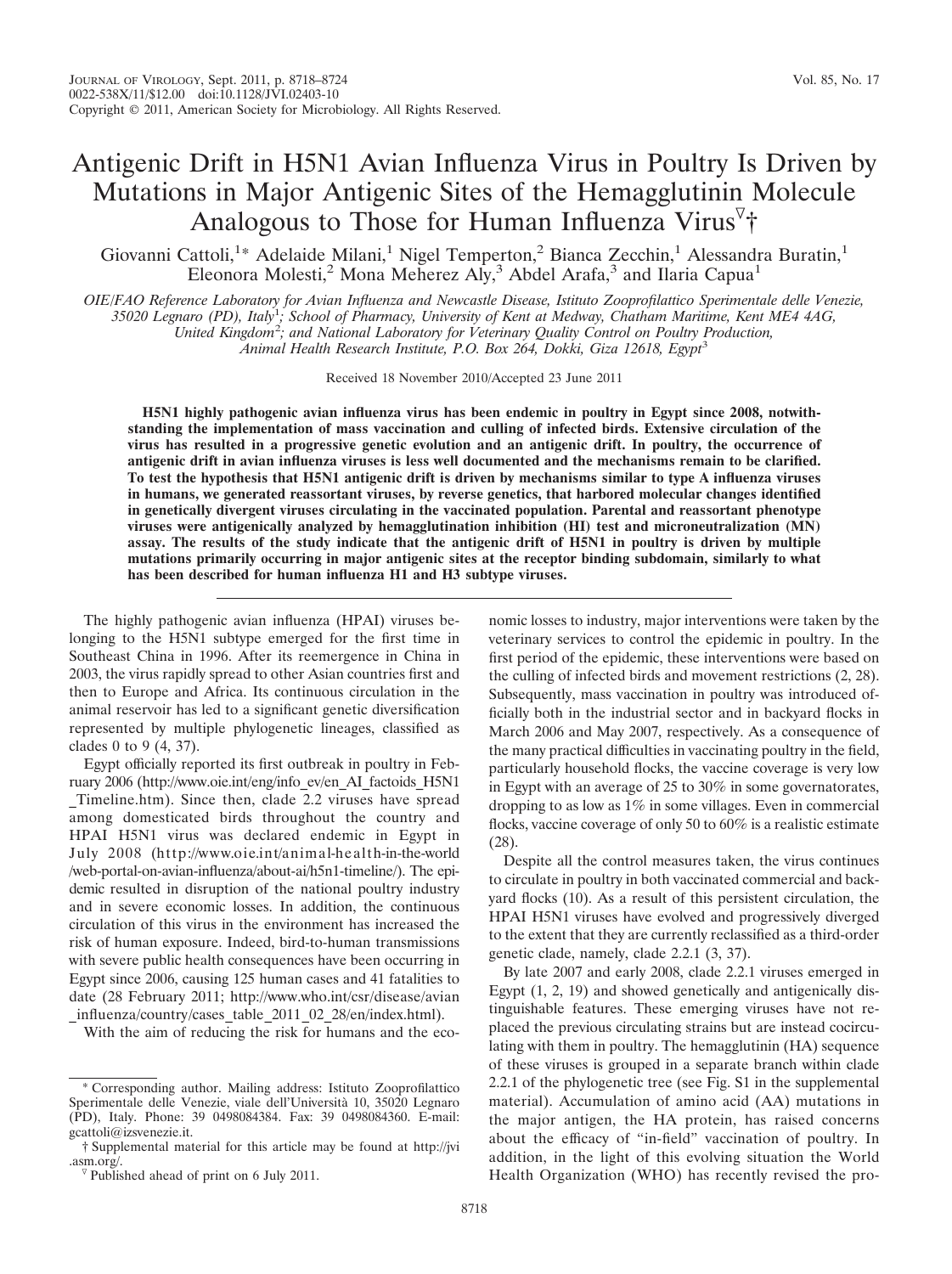# Antigenic Drift in H5N1 Avian Influenza Virus in Poultry Is Driven by Mutations in Major Antigenic Sites of the Hemagglutinin Molecule Analogous to Those for Human Influenza Virus▽†

Giovanni Cattoli,[1]* Adelaide Milani,[1] Nigel Temperton,[2] Bianca Zecchin,[1] Alessandra Buratin,[1] Eleonora Molesti,[2] Mona Meherez Aly,[3] Abdel Arafa,[3] and Ilaria Capua[1]

*OIE/FAO Reference Laboratory for Avian Influenza and Newcastle Disease, Istituto Zooprofilattico Sperimentale delle Venezie, 35020 Legnaro (PD), Italy[1]; School of Pharmacy, University of Kent at Medway, Chatham Maritime, Kent ME4 4AG, United Kingdom[2]; and National Laboratory for Veterinary Quality Control on Poultry Production, Animal Health Research Institute, P.O. Box 264, Dokki, Giza 12618, Egypt[3]*

Received 18 November 2010/Accepted 23 June 2011

**H5N1 highly pathogenic avian influenza virus has been endemic in poultry in Egypt since 2008, notwithstanding the implementation of mass vaccination and culling of infected birds. Extensive circulation of the virus has resulted in a progressive genetic evolution and an antigenic drift. In poultry, the occurrence of antigenic drift in avian influenza viruses is less well documented and the mechanisms remain to be clarified. To test the hypothesis that H5N1 antigenic drift is driven by mechanisms similar to type A influenza viruses in humans, we generated reassortant viruses, by reverse genetics, that harbored molecular changes identified in genetically divergent viruses circulating in the vaccinated population. Parental and reassortant phenotype viruses were antigenically analyzed by hemagglutination inhibition (HI) test and microneutralization (MN) assay. The results of the study indicate that the antigenic drift of H5N1 in poultry is driven by multiple mutations primarily occurring in major antigenic sites at the receptor binding subdomain, similarly to what has been described for human influenza H1 and H3 subtype viruses.**

The highly pathogenic avian influenza (HPAI) viruses belonging to the H5N1 subtype emerged for the first time in Southeast China in 1996. After its reemergence in China in 2003, the virus rapidly spread to other Asian countries first and then to Europe and Africa. Its continuous circulation in the animal reservoir has led to a significant genetic diversification represented by multiple phylogenetic lineages, classified as clades 0 to 9 (4, 37).

Egypt officially reported its first outbreak in poultry in February 2006 (http://www.oie.int/eng/info_ev/en_AI_factoids_H5N1_Timeline.htm). Since then, clade 2.2 viruses have spread among domesticated birds throughout the country and HPAI H5N1 virus was declared endemic in Egypt in July 2008 (http://www.oie.int/animal-health-in-the-world/web-portal-on-avian-influenza/about-ai/h5n1-timeline/). The epidemic resulted in disruption of the national poultry industry and in severe economic losses. In addition, the continuous circulation of this virus in the environment has increased the risk of human exposure. Indeed, bird-to-human transmissions with severe public health consequences have been occurring in Egypt since 2006, causing 125 human cases and 41 fatalities to date (28 February 2011; http://www.who.int/csr/disease/avian_influenza/country/cases_table_2011_02_28/en/index.html).

With the aim of reducing the risk for humans and the economic losses to industry, major interventions were taken by the veterinary services to control the epidemic in poultry. In the first period of the epidemic, these interventions were based on the culling of infected birds and movement restrictions (2, 28). Subsequently, mass vaccination in poultry was introduced officially both in the industrial sector and in backyard flocks in March 2006 and May 2007, respectively. As a consequence of the many practical difficulties in vaccinating poultry in the field, particularly household flocks, the vaccine coverage is very low in Egypt with an average of 25 to 30% in some governatorates, dropping to as low as 1% in some villages. Even in commercial flocks, vaccine coverage of only 50 to 60% is a realistic estimate (28).

Despite all the control measures taken, the virus continues to circulate in poultry in both vaccinated commercial and backyard flocks (10). As a result of this persistent circulation, the HPAI H5N1 viruses have evolved and progressively diverged to the extent that they are currently reclassified as a third-order genetic clade, namely, clade 2.2.1 (3, 37).

By late 2007 and early 2008, clade 2.2.1 viruses emerged in Egypt (1, 2, 19) and showed genetically and antigenically distinguishable features. These emerging viruses have not replaced the previous circulating strains but are instead cocirculating with them in poultry. The hemagglutinin (HA) sequence of these viruses is grouped in a separate branch within clade 2.2.1 of the phylogenetic tree (see Fig. S1 in the supplemental material). Accumulation of amino acid (AA) mutations in the major antigen, the HA protein, has raised concerns about the efficacy of "in-field" vaccination of poultry. In addition, in the light of this evolving situation the World Health Organization (WHO) has recently revised the pro-

---

* Corresponding author. Mailing address: Istituto Zooprofilattico Sperimentale delle Venezie, viale dell'Università 10, 35020 Legnaro (PD), Italy. Phone: 39 0498084384. Fax: 39 0498084360. E-mail: gcattoli@izsvenezie.it.

† Supplemental material for this article may be found at http://jvi.asm.org/.

▽ Published ahead of print on 6 July 2011.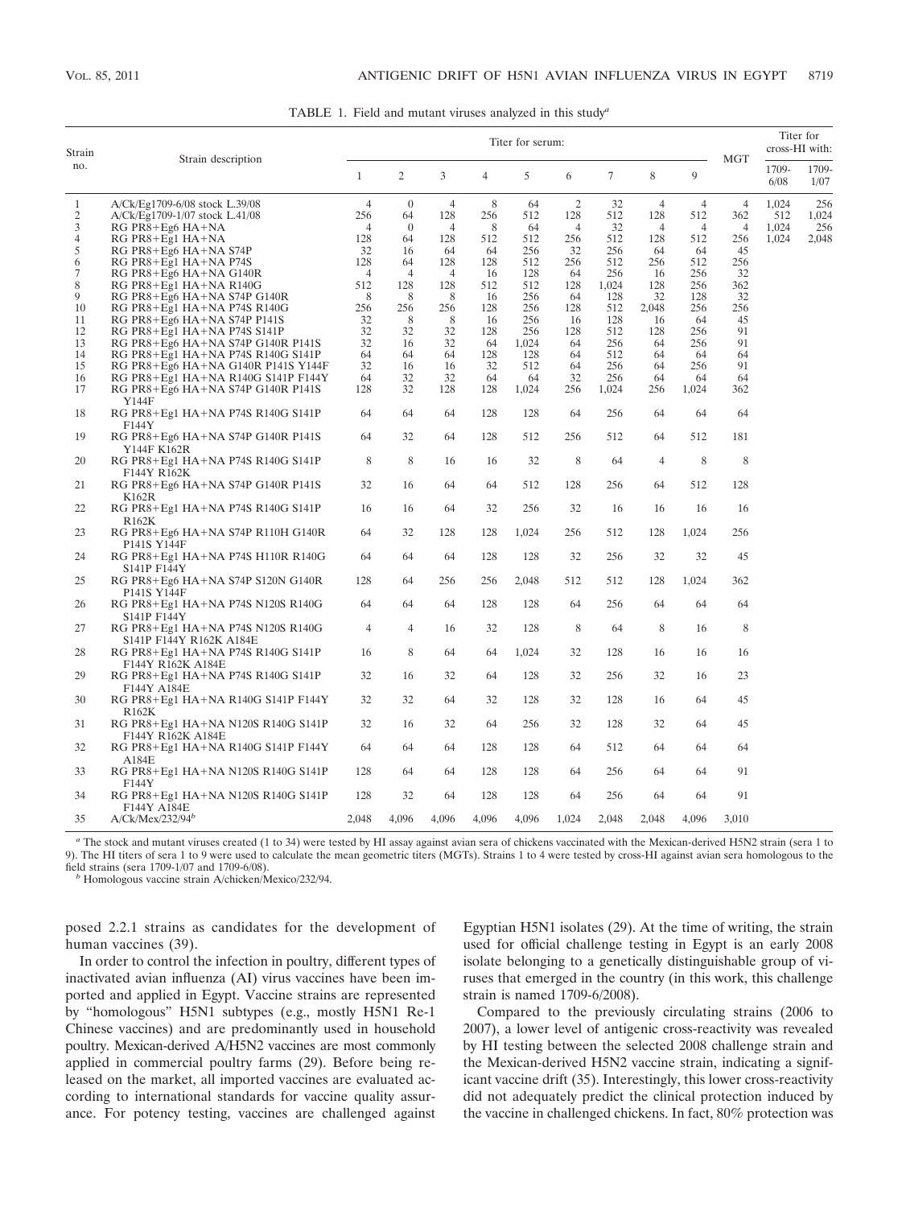TABLE 1. Field and mutant viruses analyzed in this study[a]

| Strain no. | Strain description | Titer for serum: | | | | | | | | | MGT | Titer for cross-HI with: | |
|---|---|---|---|---|---|---|---|---|---|---|---|---|---|
| | | 1 | 2 | 3 | 4 | 5 | 6 | 7 | 8 | 9 | | 1709-6/08 | 1709-1/07 |
| 1 | A/Ck/Eg1709-6/08 stock L.39/08 | 4 | 0 | 4 | 8 | 64 | 2 | 32 | 4 | 4 | 4 | 1,024 | 256 |
| 2 | A/Ck/Eg1709-1/07 stock L.41/08 | 256 | 64 | 128 | 256 | 512 | 128 | 512 | 128 | 512 | 362 | 512 | 1,024 |
| 3 | RG PR8+Eg6 HA+NA | 4 | 0 | 4 | 8 | 64 | 4 | 32 | 4 | 4 | 4 | 1,024 | 256 |
| 4 | RG PR8+Eg1 HA+NA | 128 | 64 | 128 | 512 | 512 | 256 | 512 | 128 | 512 | 256 | 1,024 | 2,048 |
| 5 | RG PR8+Eg6 HA+NA S74P | 32 | 16 | 64 | 64 | 256 | 32 | 256 | 64 | 64 | 45 | | |
| 6 | RG PR8+Eg1 HA+NA P74S | 128 | 64 | 128 | 128 | 512 | 256 | 512 | 256 | 512 | 256 | | |
| 7 | RG PR8+Eg6 HA+NA G140R | 4 | 4 | 4 | 16 | 128 | 64 | 256 | 16 | 256 | 32 | | |
| 8 | RG PR8+Eg1 HA+NA R140G | 512 | 128 | 128 | 512 | 512 | 128 | 1,024 | 128 | 256 | 362 | | |
| 9 | RG PR8+Eg6 HA+NA S74P G140R | 8 | 8 | 8 | 16 | 256 | 64 | 128 | 32 | 128 | 32 | | |
| 10 | RG PR8+Eg1 HA+NA P74S R140G | 256 | 256 | 256 | 128 | 256 | 128 | 512 | 2,048 | 256 | 256 | | |
| 11 | RG PR8+Eg6 HA+NA S74P P141S | 32 | 8 | 8 | 16 | 256 | 16 | 128 | 16 | 64 | 45 | | |
| 12 | RG PR8+Eg1 HA+NA P74S S141P | 32 | 32 | 32 | 128 | 256 | 128 | 512 | 128 | 256 | 91 | | |
| 13 | RG PR8+Eg6 HA+NA S74P G140R P141S | 32 | 16 | 32 | 64 | 1,024 | 64 | 256 | 64 | 256 | 91 | | |
| 14 | RG PR8+Eg1 HA+NA P74S R140G S141P | 64 | 64 | 64 | 128 | 128 | 64 | 512 | 64 | 64 | 64 | | |
| 15 | RG PR8+Eg6 HA+NA G140R P141S Y144F | 32 | 16 | 16 | 32 | 512 | 64 | 256 | 64 | 256 | 91 | | |
| 16 | RG PR8+Eg1 HA+NA R140G S141P F144Y | 64 | 32 | 32 | 64 | 64 | 32 | 256 | 64 | 64 | 64 | | |
| 17 | RG PR8+Eg6 HA+NA S74P G140R P141S Y144F | 128 | 32 | 128 | 128 | 1,024 | 256 | 1,024 | 256 | 1,024 | 362 | | |
| 18 | RG PR8+Eg1 HA+NA P74S R140G S141P F144Y | 64 | 64 | 64 | 128 | 128 | 64 | 256 | 64 | 64 | 64 | | |
| 19 | RG PR8+Eg6 HA+NA S74P G140R P141S Y144F K162R | 64 | 32 | 64 | 128 | 512 | 256 | 512 | 64 | 512 | 181 | | |
| 20 | RG PR8+Eg1 HA+NA P74S R140G S141P F144Y R162K | 8 | 8 | 16 | 16 | 32 | 8 | 64 | 4 | 8 | 8 | | |
| 21 | RG PR8+Eg6 HA+NA S74P G140R P141S K162R | 32 | 16 | 64 | 64 | 512 | 128 | 256 | 64 | 512 | 128 | | |
| 22 | RG PR8+Eg1 HA+NA P74S R140G S141P R162K | 16 | 16 | 64 | 32 | 256 | 32 | 16 | 16 | 16 | 16 | | |
| 23 | RG PR8+Eg6 HA+NA S74P R110H G140R P141S Y144F | 64 | 32 | 128 | 128 | 1,024 | 256 | 512 | 128 | 1,024 | 256 | | |
| 24 | RG PR8+Eg1 HA+NA P74S H110R R140G S141P F144Y | 64 | 64 | 64 | 128 | 128 | 32 | 256 | 32 | 32 | 45 | | |
| 25 | RG PR8+Eg6 HA+NA S74P S120N G140R P141S Y144F | 128 | 64 | 256 | 256 | 2,048 | 512 | 512 | 128 | 1,024 | 362 | | |
| 26 | RG PR8+Eg1 HA+NA P74S N120S R140G S141P F144Y | 64 | 64 | 64 | 128 | 128 | 64 | 256 | 64 | 64 | 64 | | |
| 27 | RG PR8+Eg1 HA+NA P74S N120S R140G S141P F144Y R162K A184E | 4 | 4 | 16 | 32 | 128 | 8 | 64 | 8 | 16 | 8 | | |
| 28 | RG PR8+Eg1 HA+NA P74S R140G S141P F144Y R162K A184E | 16 | 8 | 64 | 64 | 1,024 | 32 | 128 | 16 | 16 | 16 | | |
| 29 | RG PR8+Eg1 HA+NA P74S R140G S141P F144Y A184E | 32 | 16 | 32 | 64 | 128 | 32 | 256 | 32 | 16 | 23 | | |
| 30 | RG PR8+Eg1 HA+NA R140G S141P F144Y R162K | 32 | 32 | 64 | 32 | 128 | 32 | 128 | 16 | 64 | 45 | | |
| 31 | RG PR8+Eg1 HA+NA N120S R140G S141P F144Y R162K A184E | 32 | 16 | 32 | 64 | 256 | 32 | 128 | 32 | 64 | 45 | | |
| 32 | RG PR8+Eg1 HA+NA R140G S141P F144Y A184E | 64 | 64 | 64 | 128 | 128 | 64 | 512 | 64 | 64 | 64 | | |
| 33 | RG PR8+Eg1 HA+NA N120S R140G S141P F144Y | 128 | 64 | 64 | 128 | 128 | 64 | 256 | 64 | 64 | 91 | | |
| 34 | RG PR8+Eg1 HA+NA N120S R140G S141P F144Y A184E | 128 | 32 | 64 | 128 | 128 | 64 | 256 | 64 | 64 | 91 | | |
| 35 | A/Ck/Mex/232/94[b] | 2,048 | 4,096 | 4,096 | 4,096 | 4,096 | 1,024 | 2,048 | 2,048 | 4,096 | 3,010 | | |

[a] The stock and mutant viruses created (1 to 34) were tested by HI assay against avian sera of chickens vaccinated with the Mexican-derived H5N2 strain (sera 1 to 9). The HI titers of sera 1 to 9 were used to calculate the mean geometric titers (MGTs). Strains 1 to 4 were tested by cross-HI against avian sera homologous to the field strains (sera 1709-1/07 and 1709-6/08).

[b] Homologous vaccine strain A/chicken/Mexico/232/94.

posed 2.2.1 strains as candidates for the development of human vaccines (39).

In order to control the infection in poultry, different types of inactivated avian influenza (AI) virus vaccines have been imported and applied in Egypt. Vaccine strains are represented by "homologous" H5N1 subtypes (e.g., mostly H5N1 Re-1 Chinese vaccines) and are predominantly used in household poultry. Mexican-derived A/H5N2 vaccines are most commonly applied in commercial poultry farms (29). Before being released on the market, all imported vaccines are evaluated according to international standards for vaccine quality assurance. For potency testing, vaccines are challenged against Egyptian H5N1 isolates (29). At the time of writing, the strain used for official challenge testing in Egypt is an early 2008 isolate belonging to a genetically distinguishable group of viruses that emerged in the country (in this work, this challenge strain is named 1709-6/2008).

Compared to the previously circulating strains (2006 to 2007), a lower level of antigenic cross-reactivity was revealed by HI testing between the selected 2008 challenge strain and the Mexican-derived H5N2 vaccine strain, indicating a significant vaccine drift (35). Interestingly, this lower cross-reactivity did not adequately predict the clinical protection induced by the vaccine in challenged chickens. In fact, 80% protection was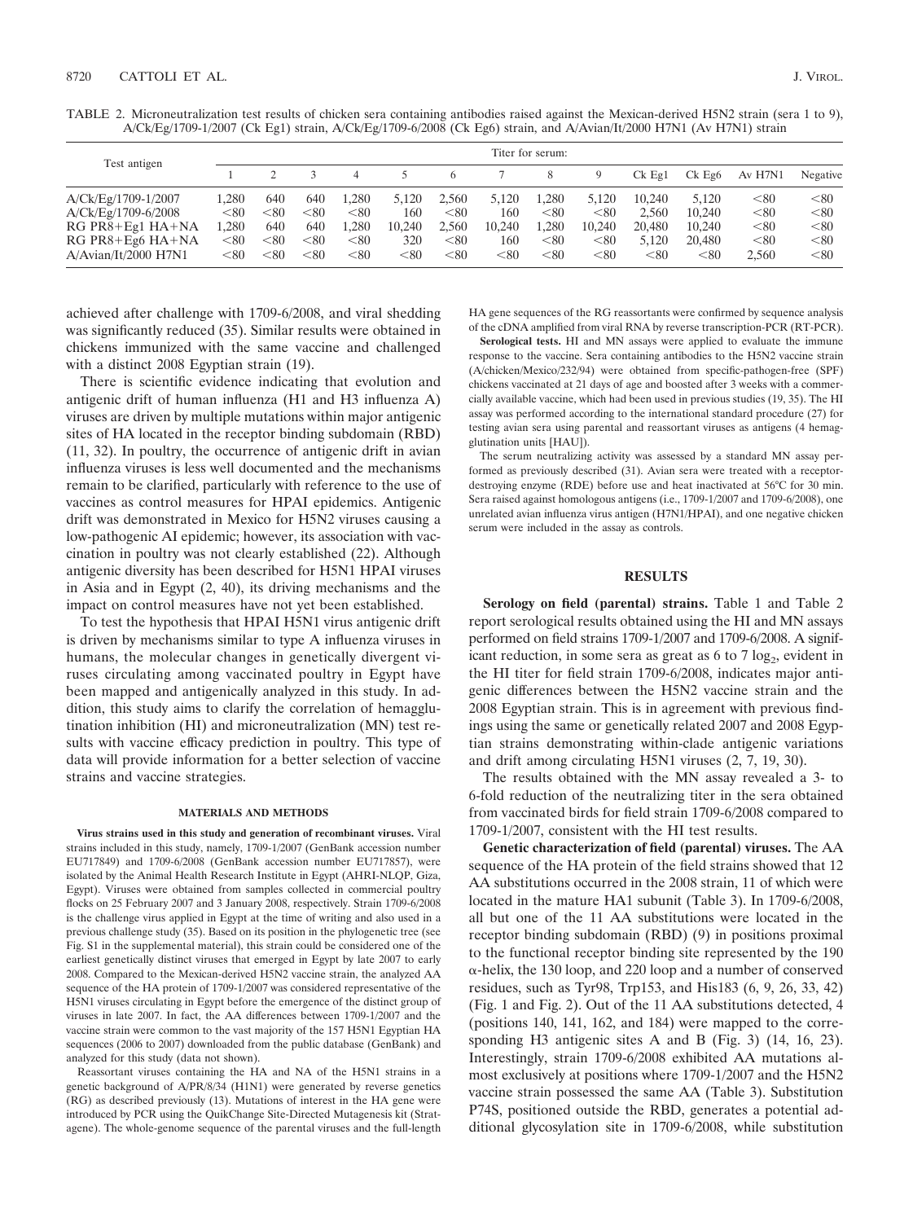TABLE 2. Microneutralization test results of chicken sera containing antibodies raised against the Mexican-derived H5N2 strain (sera 1 to 9), A/Ck/Eg/1709-1/2007 (Ck Eg1) strain, A/Ck/Eg/1709-6/2008 (Ck Eg6) strain, and A/Avian/It/2000 H7N1 (Av H7N1) strain

| Test antigen | Titer for serum: | | | | | | | | | | | | |
|---|---|---|---|---|---|---|---|---|---|---|---|---|---|
| | 1 | 2 | 3 | 4 | 5 | 6 | 7 | 8 | 9 | Ck Eg1 | Ck Eg6 | Av H7N1 | Negative |
| A/Ck/Eg/1709-1/2007 | 1,280 | 640 | 640 | 1,280 | 5,120 | 2,560 | 5,120 | 1,280 | 5,120 | 10,240 | 5,120 | <80 | <80 |
| A/Ck/Eg/1709-6/2008 | <80 | <80 | <80 | <80 | 160 | <80 | 160 | <80 | <80 | 2,560 | 10,240 | <80 | <80 |
| RG PR8+Eg1 HA+NA | 1,280 | 640 | 640 | 1,280 | 10,240 | 2,560 | 10,240 | 1,280 | 10,240 | 20,480 | 10,240 | <80 | <80 |
| RG PR8+Eg6 HA+NA | <80 | <80 | <80 | <80 | 320 | <80 | 160 | <80 | <80 | 5,120 | 20,480 | <80 | <80 |
| A/Avian/It/2000 H7N1 | <80 | <80 | <80 | <80 | <80 | <80 | <80 | <80 | <80 | <80 | <80 | 2,560 | <80 |

achieved after challenge with 1709-6/2008, and viral shedding was significantly reduced (35). Similar results were obtained in chickens immunized with the same vaccine and challenged with a distinct 2008 Egyptian strain (19).

There is scientific evidence indicating that evolution and antigenic drift of human influenza (H1 and H3 influenza A) viruses are driven by multiple mutations within major antigenic sites of HA located in the receptor binding subdomain (RBD) (11, 32). In poultry, the occurrence of antigenic drift in avian influenza viruses is less well documented and the mechanisms remain to be clarified, particularly with reference to the use of vaccines as control measures for HPAI epidemics. Antigenic drift was demonstrated in Mexico for H5N2 viruses causing a low-pathogenic AI epidemic; however, its association with vaccination in poultry was not clearly established (22). Although antigenic diversity has been described for H5N1 HPAI viruses in Asia and in Egypt (2, 40), its driving mechanisms and the impact on control measures have not yet been established.

To test the hypothesis that HPAI H5N1 virus antigenic drift is driven by mechanisms similar to type A influenza viruses in humans, the molecular changes in genetically divergent viruses circulating among vaccinated poultry in Egypt have been mapped and antigenically analyzed in this study. In addition, this study aims to clarify the correlation of hemagglutination inhibition (HI) and microneutralization (MN) test results with vaccine efficacy prediction in poultry. This type of data will provide information for a better selection of vaccine strains and vaccine strategies.

## MATERIALS AND METHODS

**Virus strains used in this study and generation of recombinant viruses.** Viral strains included in this study, namely, 1709-1/2007 (GenBank accession number EU717849) and 1709-6/2008 (GenBank accession number EU717857), were isolated by the Animal Health Research Institute in Egypt (AHRI-NLQP, Giza, Egypt). Viruses were obtained from samples collected in commercial poultry flocks on 25 February 2007 and 3 January 2008, respectively. Strain 1709-6/2008 is the challenge virus applied in Egypt at the time of writing and also used in a previous challenge study (35). Based on its position in the phylogenetic tree (see Fig. S1 in the supplemental material), this strain could be considered one of the earliest genetically distinct viruses that emerged in Egypt by late 2007 to early 2008. Compared to the Mexican-derived H5N2 vaccine strain, the analyzed AA sequence of the HA protein of 1709-1/2007 was considered representative of the H5N1 viruses circulating in Egypt before the emergence of the distinct group of viruses in late 2007. In fact, the AA differences between 1709-1/2007 and the vaccine strain were common to the vast majority of the 157 H5N1 Egyptian HA sequences (2006 to 2007) downloaded from the public database (GenBank) and analyzed for this study (data not shown).

Reassortant viruses containing the HA and NA of the H5N1 strains in a genetic background of A/PR/8/34 (H1N1) were generated by reverse genetics (RG) as described previously (13). Mutations of interest in the HA gene were introduced by PCR using the QuikChange Site-Directed Mutagenesis kit (Stratagene). The whole-genome sequence of the parental viruses and the full-length HA gene sequences of the RG reassortants were confirmed by sequence analysis of the cDNA amplified from viral RNA by reverse transcription-PCR (RT-PCR).

**Serological tests.** HI and MN assays were applied to evaluate the immune response to the vaccine. Sera containing antibodies to the H5N2 vaccine strain (A/chicken/Mexico/232/94) were obtained from specific-pathogen-free (SPF) chickens vaccinated at 21 days of age and boosted after 3 weeks with a commercially available vaccine, which had been used in previous studies (19, 35). The HI assay was performed according to the international standard procedure (27) for testing avian sera using parental and reassortant viruses as antigens (4 hemagglutination units [HAU]).

The serum neutralizing activity was assessed by a standard MN assay performed as previously described (31). Avian sera were treated with a receptor-destroying enzyme (RDE) before use and heat inactivated at 56°C for 30 min. Sera raised against homologous antigens (i.e., 1709-1/2007 and 1709-6/2008), one unrelated avian influenza virus antigen (H7N1/HPAI), and one negative chicken serum were included in the assay as controls.

## RESULTS

**Serology on field (parental) strains.** Table 1 and Table 2 report serological results obtained using the HI and MN assays performed on field strains 1709-1/2007 and 1709-6/2008. A significant reduction, in some sera as great as 6 to 7 $\log_2$, evident in the HI titer for field strain 1709-6/2008, indicates major antigenic differences between the H5N2 vaccine strain and the 2008 Egyptian strain. This is in agreement with previous findings using the same or genetically related 2007 and 2008 Egyptian strains demonstrating within-clade antigenic variations and drift among circulating H5N1 viruses (2, 7, 19, 30).

The results obtained with the MN assay revealed a 3- to 6-fold reduction of the neutralizing titer in the sera obtained from vaccinated birds for field strain 1709-6/2008 compared to 1709-1/2007, consistent with the HI test results.

**Genetic characterization of field (parental) viruses.** The AA sequence of the HA protein of the field strains showed that 12 AA substitutions occurred in the 2008 strain, 11 of which were located in the mature HA1 subunit (Table 3). In 1709-6/2008, all but one of the 11 AA substitutions were located in the receptor binding subdomain (RBD) (9) in positions proximal to the functional receptor binding site represented by the 190 α-helix, the 130 loop, and 220 loop and a number of conserved residues, such as Tyr98, Trp153, and His183 (6, 9, 26, 33, 42) (Fig. 1 and Fig. 2). Out of the 11 AA substitutions detected, 4 (positions 140, 141, 162, and 184) were mapped to the corresponding H3 antigenic sites A and B (Fig. 3) (14, 16, 23). Interestingly, strain 1709-6/2008 exhibited AA mutations almost exclusively at positions where 1709-1/2007 and the H5N2 vaccine strain possessed the same AA (Table 3). Substitution P74S, positioned outside the RBD, generates a potential additional glycosylation site in 1709-6/2008, while substitution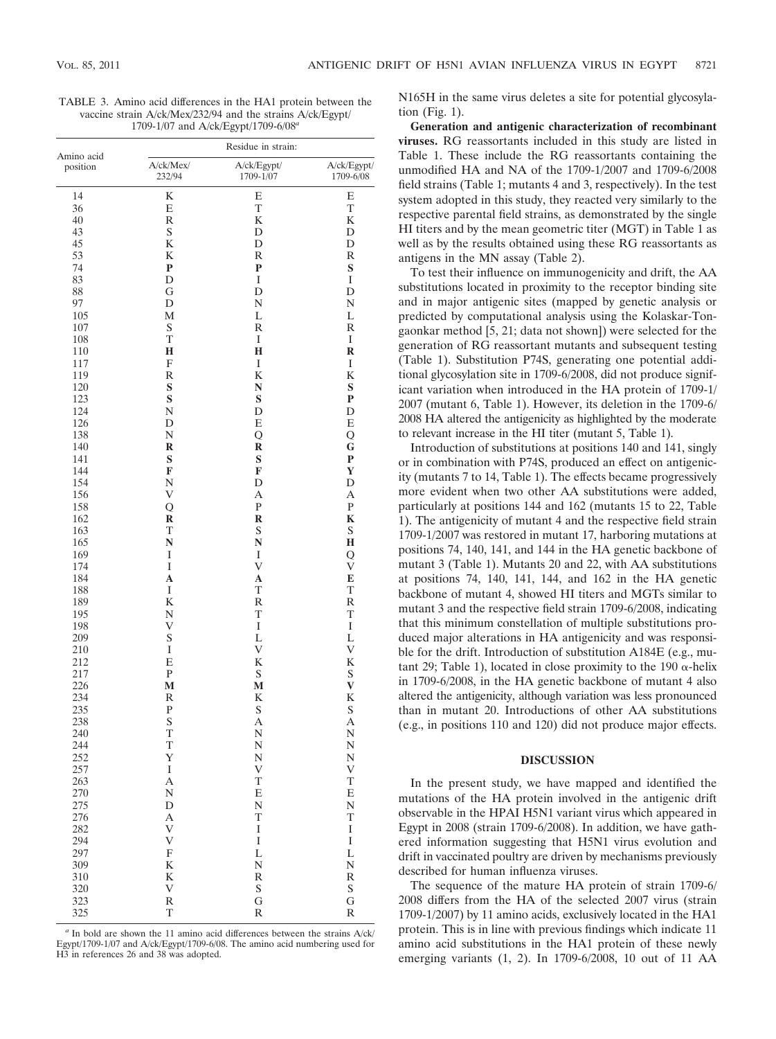TABLE 3. Amino acid differences in the HA1 protein between the vaccine strain A/ck/Mex/232/94 and the strains A/ck/Egypt/1709-1/07 and A/ck/Egypt/1709-6/08[a]

| Amino acid position | Residue in strain: | | |
|---|---|---|---|
| | A/ck/Mex/232/94 | A/ck/Egypt/1709-1/07 | A/ck/Egypt/1709-6/08 |
| 14 | K | E | E |
| 36 | E | T | T |
| 40 | R | K | K |
| 43 | S | D | D |
| 45 | K | D | D |
| 53 | K | R | R |
| 74 | **P** | **P** | **S** |
| 83 | D | I | I |
| 88 | G | D | D |
| 97 | D | N | N |
| 105 | M | L | L |
| 107 | S | R | R |
| 108 | T | I | I |
| 110 | **H** | **H** | **R** |
| 117 | F | I | I |
| 119 | R | K | K |
| 120 | **S** | **N** | **S** |
| 123 | **S** | **S** | **P** |
| 124 | N | D | D |
| 126 | D | E | E |
| 138 | N | Q | Q |
| 140 | **R** | **R** | **G** |
| 141 | **S** | **S** | **P** |
| 144 | **F** | **F** | **Y** |
| 154 | N | D | D |
| 156 | V | A | A |
| 158 | Q | P | P |
| 162 | **R** | **R** | **K** |
| 163 | T | S | S |
| 165 | **N** | **N** | **H** |
| 169 | I | I | Q |
| 174 | I | V | V |
| 184 | **A** | **A** | **E** |
| 188 | I | T | T |
| 189 | K | R | R |
| 195 | N | T | T |
| 198 | V | I | I |
| 209 | S | L | L |
| 210 | I | V | V |
| 212 | E | K | K |
| 217 | P | S | S |
| 226 | **M** | **M** | **V** |
| 234 | R | K | K |
| 235 | P | S | S |
| 238 | S | A | A |
| 240 | T | N | N |
| 244 | T | N | N |
| 252 | Y | N | N |
| 257 | I | V | V |
| 263 | A | T | T |
| 270 | N | E | E |
| 275 | D | N | N |
| 276 | A | T | T |
| 282 | V | I | I |
| 294 | V | I | I |
| 297 | F | L | L |
| 309 | K | N | N |
| 310 | K | R | R |
| 320 | V | S | S |
| 323 | R | G | G |
| 325 | T | R | R |

[a] In bold are shown the 11 amino acid differences between the strains A/ck/Egypt/1709-1/07 and A/ck/Egypt/1709-6/08. The amino acid numbering used for H3 in references 26 and 38 was adopted.

N165H in the same virus deletes a site for potential glycosylation (Fig. 1).

**Generation and antigenic characterization of recombinant viruses.** RG reassortants included in this study are listed in Table 1. These include the RG reassortants containing the unmodified HA and NA of the 1709-1/2007 and 1709-6/2008 field strains (Table 1; mutants 4 and 3, respectively). In the test system adopted in this study, they reacted very similarly to the respective parental field strains, as demonstrated by the single HI titers and by the mean geometric titer (MGT) in Table 1 as well as by the results obtained using these RG reassortants as antigens in the MN assay (Table 2).

To test their influence on immunogenicity and drift, the AA substitutions located in proximity to the receptor binding site and in major antigenic sites (mapped by genetic analysis or predicted by computational analysis using the Kolaskar-Tongaonkar method [5, 21; data not shown]) were selected for the generation of RG reassortant mutants and subsequent testing (Table 1). Substitution P74S, generating one potential additional glycosylation site in 1709-6/2008, did not produce significant variation when introduced in the HA protein of 1709-1/2007 (mutant 6, Table 1). However, its deletion in the 1709-6/2008 HA altered the antigenicity as highlighted by the moderate to relevant increase in the HI titer (mutant 5, Table 1).

Introduction of substitutions at positions 140 and 141, singly or in combination with P74S, produced an effect on antigenicity (mutants 7 to 14, Table 1). The effects became progressively more evident when two other AA substitutions were added, particularly at positions 144 and 162 (mutants 15 to 22, Table 1). The antigenicity of mutant 4 and the respective field strain 1709-1/2007 was restored in mutant 17, harboring mutations at positions 74, 140, 141, and 144 in the HA genetic backbone of mutant 3 (Table 1). Mutants 20 and 22, with AA substitutions at positions 74, 140, 141, 144, and 162 in the HA genetic backbone of mutant 4, showed HI titers and MGTs similar to mutant 3 and the respective field strain 1709-6/2008, indicating that this minimum constellation of multiple substitutions produced major alterations in HA antigenicity and was responsible for the drift. Introduction of substitution A184E (e.g., mutant 29; Table 1), located in close proximity to the 190 α-helix in 1709-6/2008, in the HA genetic backbone of mutant 4 also altered the antigenicity, although variation was less pronounced than in mutant 20. Introductions of other AA substitutions (e.g., in positions 110 and 120) did not produce major effects.

## DISCUSSION

In the present study, we have mapped and identified the mutations of the HA protein involved in the antigenic drift observable in the HPAI H5N1 variant virus which appeared in Egypt in 2008 (strain 1709-6/2008). In addition, we have gathered information suggesting that H5N1 virus evolution and drift in vaccinated poultry are driven by mechanisms previously described for human influenza viruses.

The sequence of the mature HA protein of strain 1709-6/2008 differs from the HA of the selected 2007 virus (strain 1709-1/2007) by 11 amino acids, exclusively located in the HA1 protein. This is in line with previous findings which indicate 11 amino acid substitutions in the HA1 protein of these newly emerging variants (1, 2). In 1709-6/2008, 10 out of 11 AA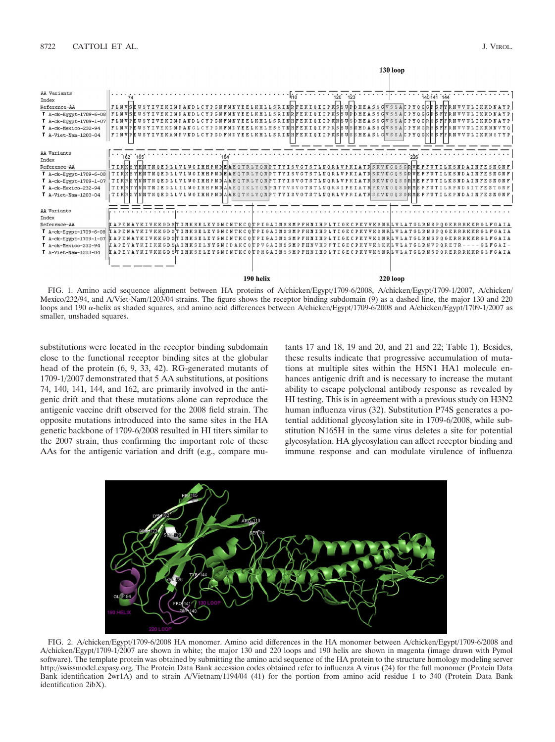FIG. 1. Amino acid sequence alignment between HA proteins of A/chicken/Egypt/1709-6/2008, A/chicken/Egypt/1709-1/2007, A/chicken/Mexico/232/94, and A/Viet-Nam/1203/04 strains. The figure shows the receptor binding subdomain (9) as a dashed line, the major 130 and 220 loops and 190 α-helix as shaded squares, and amino acid differences between A/chicken/Egypt/1709-6/2008 and A/chicken/Egypt/1709-1/2007 as smaller, unshaded squares.

substitutions were located in the receptor binding subdomain close to the functional receptor binding sites at the globular head of the protein (6, 9, 33, 42). RG-generated mutants of 1709-1/2007 demonstrated that 5 AA substitutions, at positions 74, 140, 141, 144, and 162, are primarily involved in the antigenic drift and that these mutations alone can reproduce the antigenic vaccine drift observed for the 2008 field strain. The opposite mutations introduced into the same sites in the HA genetic backbone of 1709-6/2008 resulted in HI titers similar to the 2007 strain, thus confirming the important role of these AAs for the antigenic variation and drift (e.g., compare mutants 17 and 18, 19 and 20, and 21 and 22; Table 1). Besides, these results indicate that progressive accumulation of mutations at multiple sites within the H5N1 HA1 molecule enhances antigenic drift and is necessary to increase the mutant ability to escape polyclonal antibody response as revealed by HI testing. This is in agreement with a previous study on H3N2 human influenza virus (32). Substitution P74S generates a potential additional glycosylation site in 1709-6/2008, while substitution N165H in the same virus deletes a site for potential glycosylation. HA glycosylation can affect receptor binding and immune response and can modulate virulence of influenza

FIG. 2. A/chicken/Egypt/1709-6/2008 HA monomer. Amino acid differences in the HA monomer between A/chicken/Egypt/1709-6/2008 and A/chicken/Egypt/1709-1/2007 are shown in white; the major 130 and 220 loops and 190 helix are shown in magenta (image drawn with Pymol software). The template protein was obtained by submitting the amino acid sequence of the HA protein to the structure homology modeling server http://swissmodel.expasy.org. The Protein Data Bank accession codes obtained refer to influenza A virus (24) for the full monomer (Protein Data Bank identification 2wr1A) and to strain A/Vietnam/1194/04 (41) for the portion from amino acid residue 1 to 340 (Protein Data Bank identification 2ibX).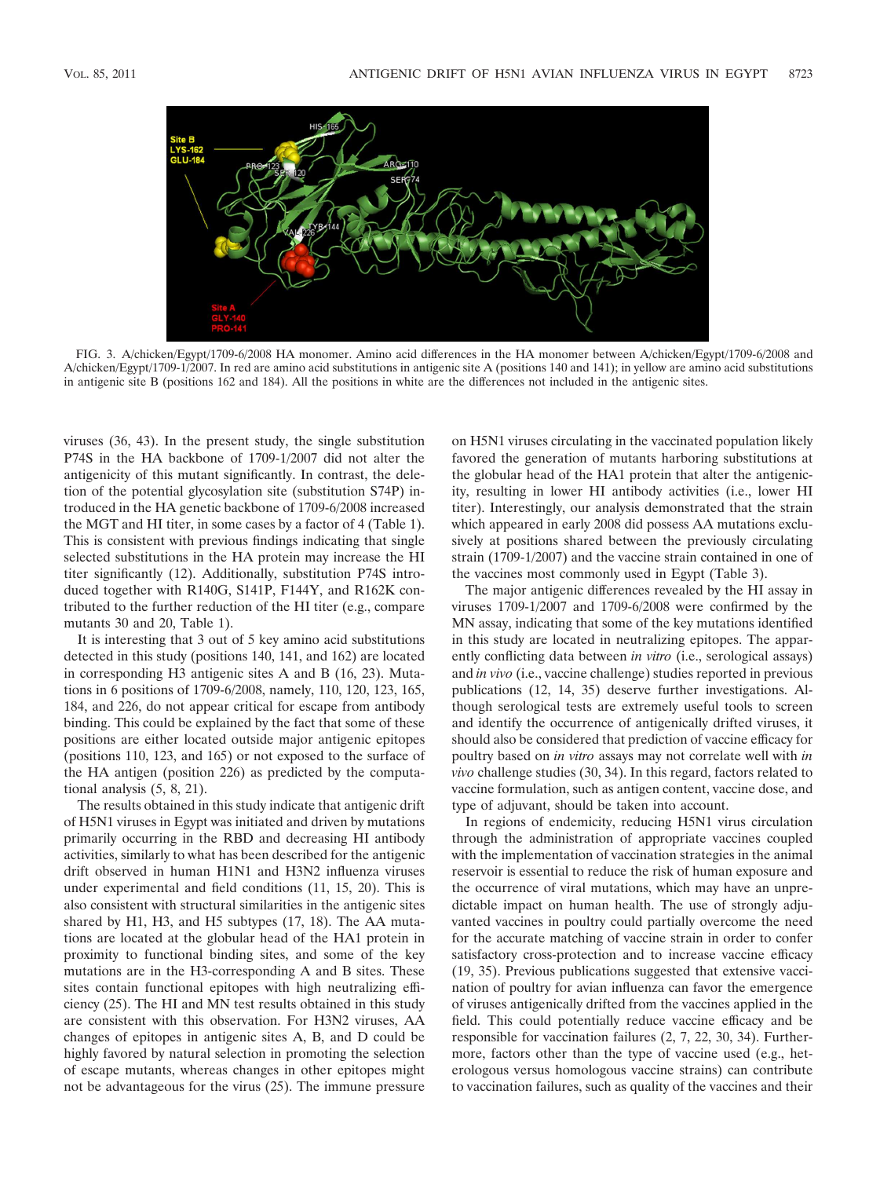FIG. 3. A/chicken/Egypt/1709-6/2008 HA monomer. Amino acid differences in the HA monomer between A/chicken/Egypt/1709-6/2008 and A/chicken/Egypt/1709-1/2007. In red are amino acid substitutions in antigenic site A (positions 140 and 141); in yellow are amino acid substitutions in antigenic site B (positions 162 and 184). All the positions in white are the differences not included in the antigenic sites.

viruses (36, 43). In the present study, the single substitution P74S in the HA backbone of 1709-1/2007 did not alter the antigenicity of this mutant significantly. In contrast, the deletion of the potential glycosylation site (substitution S74P) introduced in the HA genetic backbone of 1709-6/2008 increased the MGT and HI titer, in some cases by a factor of 4 (Table 1). This is consistent with previous findings indicating that single selected substitutions in the HA protein may increase the HI titer significantly (12). Additionally, substitution P74S introduced together with R140G, S141P, F144Y, and R162K contributed to the further reduction of the HI titer (e.g., compare mutants 30 and 20, Table 1).

It is interesting that 3 out of 5 key amino acid substitutions detected in this study (positions 140, 141, and 162) are located in corresponding H3 antigenic sites A and B (16, 23). Mutations in 6 positions of 1709-6/2008, namely, 110, 120, 123, 165, 184, and 226, do not appear critical for escape from antibody binding. This could be explained by the fact that some of these positions are either located outside major antigenic epitopes (positions 110, 123, and 165) or not exposed to the surface of the HA antigen (position 226) as predicted by the computational analysis (5, 8, 21).

The results obtained in this study indicate that antigenic drift of H5N1 viruses in Egypt was initiated and driven by mutations primarily occurring in the RBD and decreasing HI antibody activities, similarly to what has been described for the antigenic drift observed in human H1N1 and H3N2 influenza viruses under experimental and field conditions (11, 15, 20). This is also consistent with structural similarities in the antigenic sites shared by H1, H3, and H5 subtypes (17, 18). The AA mutations are located at the globular head of the HA1 protein in proximity to functional binding sites, and some of the key mutations are in the H3-corresponding A and B sites. These sites contain functional epitopes with high neutralizing efficiency (25). The HI and MN test results obtained in this study are consistent with this observation. For H3N2 viruses, AA changes of epitopes in antigenic sites A, B, and D could be highly favored by natural selection in promoting the selection of escape mutants, whereas changes in other epitopes might not be advantageous for the virus (25). The immune pressure on H5N1 viruses circulating in the vaccinated population likely favored the generation of mutants harboring substitutions at the globular head of the HA1 protein that alter the antigenicity, resulting in lower HI antibody activities (i.e., lower HI titer). Interestingly, our analysis demonstrated that the strain which appeared in early 2008 did possess AA mutations exclusively at positions shared between the previously circulating strain (1709-1/2007) and the vaccine strain contained in one of the vaccines most commonly used in Egypt (Table 3).

The major antigenic differences revealed by the HI assay in viruses 1709-1/2007 and 1709-6/2008 were confirmed by the MN assay, indicating that some of the key mutations identified in this study are located in neutralizing epitopes. The apparently conflicting data between *in vitro* (i.e., serological assays) and *in vivo* (i.e., vaccine challenge) studies reported in previous publications (12, 14, 35) deserve further investigations. Although serological tests are extremely useful tools to screen and identify the occurrence of antigenically drifted viruses, it should also be considered that prediction of vaccine efficacy for poultry based on *in vitro* assays may not correlate well with *in vivo* challenge studies (30, 34). In this regard, factors related to vaccine formulation, such as antigen content, vaccine dose, and type of adjuvant, should be taken into account.

In regions of endemicity, reducing H5N1 virus circulation through the administration of appropriate vaccines coupled with the implementation of vaccination strategies in the animal reservoir is essential to reduce the risk of human exposure and the occurrence of viral mutations, which may have an unpredictable impact on human health. The use of strongly adjuvanted vaccines in poultry could partially overcome the need for the accurate matching of vaccine strain in order to confer satisfactory cross-protection and to increase vaccine efficacy (19, 35). Previous publications suggested that extensive vaccination of poultry for avian influenza can favor the emergence of viruses antigenically drifted from the vaccines applied in the field. This could potentially reduce vaccine efficacy and be responsible for vaccination failures (2, 7, 22, 30, 34). Furthermore, factors other than the type of vaccine used (e.g., heterologous versus homologous vaccine strains) can contribute to vaccination failures, such as quality of the vaccines and their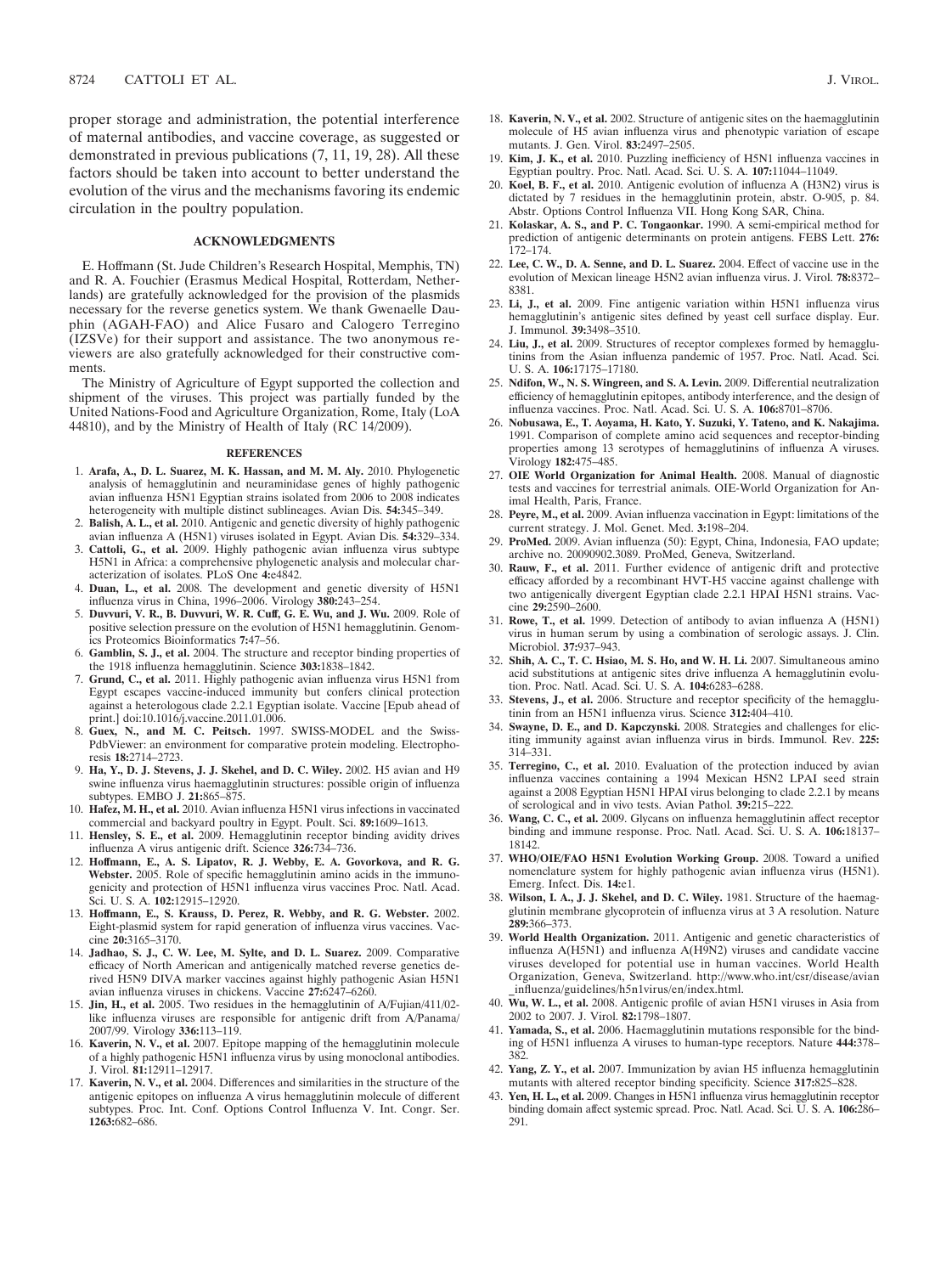proper storage and administration, the potential interference of maternal antibodies, and vaccine coverage, as suggested or demonstrated in previous publications (7, 11, 19, 28). All these factors should be taken into account to better understand the evolution of the virus and the mechanisms favoring its endemic circulation in the poultry population.

## ACKNOWLEDGMENTS

E. Hoffmann (St. Jude Children's Research Hospital, Memphis, TN) and R. A. Fouchier (Erasmus Medical Hospital, Rotterdam, Netherlands) are gratefully acknowledged for the provision of the plasmids necessary for the reverse genetics system. We thank Gwenaelle Dauphin (AGAH-FAO) and Alice Fusaro and Calogero Terregino (IZSVe) for their support and assistance. The two anonymous reviewers are also gratefully acknowledged for their constructive comments.

The Ministry of Agriculture of Egypt supported the collection and shipment of the viruses. This project was partially funded by the United Nations-Food and Agriculture Organization, Rome, Italy (LoA 44810), and by the Ministry of Health of Italy (RC 14/2009).

## REFERENCES

1. **Arafa, A., D. L. Suarez, M. K. Hassan, and M. M. Aly.** 2010. Phylogenetic analysis of hemagglutinin and neuraminidase genes of highly pathogenic avian influenza H5N1 Egyptian strains isolated from 2006 to 2008 indicates heterogeneity with multiple distinct sublineages. Avian Dis. **54:**345–349.
2. **Balish, A. L., et al.** 2010. Antigenic and genetic diversity of highly pathogenic avian influenza A (H5N1) viruses isolated in Egypt. Avian Dis. **54:**329–334.
3. **Cattoli, G., et al.** 2009. Highly pathogenic avian influenza virus subtype H5N1 in Africa: a comprehensive phylogenetic analysis and molecular characterization of isolates. PLoS One **4:**e4842.
4. **Duan, L., et al.** 2008. The development and genetic diversity of H5N1 influenza virus in China, 1996–2006. Virology **380:**243–254.
5. **Duvvuri, V. R., B. Duvvuri, W. R. Cuff, G. E. Wu, and J. Wu.** 2009. Role of positive selection pressure on the evolution of H5N1 hemagglutinin. Genomics Proteomics Bioinformatics **7:**47–56.
6. **Gamblin, S. J., et al.** 2004. The structure and receptor binding properties of the 1918 influenza hemagglutinin. Science **303:**1838–1842.
7. **Grund, C., et al.** 2011. Highly pathogenic avian influenza virus H5N1 from Egypt escapes vaccine-induced immunity but confers clinical protection against a heterologous clade 2.2.1 Egyptian isolate. Vaccine [Epub ahead of print.] doi:10.1016/j.vaccine.2011.01.006.
8. **Guex, N., and M. C. Peitsch.** 1997. SWISS-MODEL and the Swiss-PdbViewer: an environment for comparative protein modeling. Electrophoresis **18:**2714–2723.
9. **Ha, Y., D. J. Stevens, J. J. Skehel, and D. C. Wiley.** 2002. H5 avian and H9 swine influenza virus haemagglutinin structures: possible origin of influenza subtypes. EMBO J. **21:**865–875.
10. **Hafez, M. H., et al.** 2010. Avian influenza H5N1 virus infections in vaccinated commercial and backyard poultry in Egypt. Poult. Sci. **89:**1609–1613.
11. **Hensley, S. E., et al.** 2009. Hemagglutinin receptor binding avidity drives influenza A virus antigenic drift. Science **326:**734–736.
12. **Hoffmann, E., A. S. Lipatov, R. J. Webby, E. A. Govorkova, and R. G. Webster.** 2005. Role of specific hemagglutinin amino acids in the immunogenicity and protection of H5N1 influenza virus vaccines Proc. Natl. Acad. Sci. U. S. A. **102:**12915–12920.
13. **Hoffmann, E., S. Krauss, D. Perez, R. Webby, and R. G. Webster.** 2002. Eight-plasmid system for rapid generation of influenza virus vaccines. Vaccine **20:**3165–3170.
14. **Jadhao, S. J., C. W. Lee, M. Sylte, and D. L. Suarez.** 2009. Comparative efficacy of North American and antigenically matched reverse genetics derived H5N9 DIVA marker vaccines against highly pathogenic Asian H5N1 avian influenza viruses in chickens. Vaccine **27:**6247–6260.
15. **Jin, H., et al.** 2005. Two residues in the hemagglutinin of A/Fujian/411/02-like influenza viruses are responsible for antigenic drift from A/Panama/2007/99. Virology **336:**113–119.
16. **Kaverin, N. V., et al.** 2007. Epitope mapping of the hemagglutinin molecule of a highly pathogenic H5N1 influenza virus by using monoclonal antibodies. J. Virol. **81:**12911–12917.
17. **Kaverin, N. V., et al.** 2004. Differences and similarities in the structure of the antigenic epitopes on influenza A virus hemagglutinin molecule of different subtypes. Proc. Int. Conf. Options Control Influenza V. Int. Congr. Ser. **1263:**682–686.
18. **Kaverin, N. V., et al.** 2002. Structure of antigenic sites on the haemagglutinin molecule of H5 avian influenza virus and phenotypic variation of escape mutants. J. Gen. Virol. **83:**2497–2505.
19. **Kim, J. K., et al.** 2010. Puzzling inefficiency of H5N1 influenza vaccines in Egyptian poultry. Proc. Natl. Acad. Sci. U. S. A. **107:**11044–11049.
20. **Koel, B. F., et al.** 2010. Antigenic evolution of influenza A (H3N2) virus is dictated by 7 residues in the hemagglutinin protein, abstr. O-905, p. 84. Abstr. Options Control Influenza VII. Hong Kong SAR, China.
21. **Kolaskar, A. S., and P. C. Tongaonkar.** 1990. A semi-empirical method for prediction of antigenic determinants on protein antigens. FEBS Lett. **276:**172–174.
22. **Lee, C. W., D. A. Senne, and D. L. Suarez.** 2004. Effect of vaccine use in the evolution of Mexican lineage H5N2 avian influenza virus. J. Virol. **78:**8372–8381.
23. **Li, J., et al.** 2009. Fine antigenic variation within H5N1 influenza virus hemagglutinin's antigenic sites defined by yeast cell surface display. Eur. J. Immunol. **39:**3498–3510.
24. **Liu, J., et al.** 2009. Structures of receptor complexes formed by hemagglutinins from the Asian influenza pandemic of 1957. Proc. Natl. Acad. Sci. U. S. A. **106:**17175–17180.
25. **Ndifon, W., N. S. Wingreen, and S. A. Levin.** 2009. Differential neutralization efficiency of hemagglutinin epitopes, antibody interference, and the design of influenza vaccines. Proc. Natl. Acad. Sci. U. S. A. **106:**8701–8706.
26. **Nobusawa, E., T. Aoyama, H. Kato, Y. Suzuki, Y. Tateno, and K. Nakajima.** 1991. Comparison of complete amino acid sequences and receptor-binding properties among 13 serotypes of hemagglutinins of influenza A viruses. Virology **182:**475–485.
27. **OIE World Organization for Animal Health.** 2008. Manual of diagnostic tests and vaccines for terrestrial animals. OIE-World Organization for Animal Health, Paris, France.
28. **Peyre, M., et al.** 2009. Avian influenza vaccination in Egypt: limitations of the current strategy. J. Mol. Genet. Med. **3:**198–204.
29. **ProMed.** 2009. Avian influenza (50): Egypt, China, Indonesia, FAO update; archive no. 20090902.3089. ProMed, Geneva, Switzerland.
30. **Rauw, F., et al.** 2011. Further evidence of antigenic drift and protective efficacy afforded by a recombinant HVT-H5 vaccine against challenge with two antigenically divergent Egyptian clade 2.2.1 HPAI H5N1 strains. Vaccine **29:**2590–2600.
31. **Rowe, T., et al.** 1999. Detection of antibody to avian influenza A (H5N1) virus in human serum by using a combination of serologic assays. J. Clin. Microbiol. **37:**937–943.
32. **Shih, A. C., T. C. Hsiao, M. S. Ho, and W. H. Li.** 2007. Simultaneous amino acid substitutions at antigenic sites drive influenza A hemagglutinin evolution. Proc. Natl. Acad. Sci. U. S. A. **104:**6283–6288.
33. **Stevens, J., et al.** 2006. Structure and receptor specificity of the hemagglutinin from an H5N1 influenza virus. Science **312:**404–410.
34. **Swayne, D. E., and D. Kapczynski.** 2008. Strategies and challenges for eliciting immunity against avian influenza virus in birds. Immunol. Rev. **225:**314–331.
35. **Terregino, C., et al.** 2010. Evaluation of the protection induced by avian influenza vaccines containing a 1994 Mexican H5N2 LPAI seed strain against a 2008 Egyptian H5N1 HPAI virus belonging to clade 2.2.1 by means of serological and in vivo tests. Avian Pathol. **39:**215–222.
36. **Wang, C. C., et al.** 2009. Glycans on influenza hemagglutinin affect receptor binding and immune response. Proc. Natl. Acad. Sci. U. S. A. **106:**18137–18142.
37. **WHO/OIE/FAO H5N1 Evolution Working Group.** 2008. Toward a unified nomenclature system for highly pathogenic avian influenza virus (H5N1). Emerg. Infect. Dis. **14:**e1.
38. **Wilson, I. A., J. J. Skehel, and D. C. Wiley.** 1981. Structure of the haemagglutinin membrane glycoprotein of influenza virus at 3 A resolution. Nature **289:**366–373.
39. **World Health Organization.** 2011. Antigenic and genetic characteristics of influenza A(H5N1) and influenza A(H9N2) viruses and candidate vaccine viruses developed for potential use in human vaccines. World Health Organization, Geneva, Switzerland. http://www.who.int/csr/disease/avian_influenza/guidelines/h5n1virus/en/index.html.
40. **Wu, W. L., et al.** 2008. Antigenic profile of avian H5N1 viruses in Asia from 2002 to 2007. J. Virol. **82:**1798–1807.
41. **Yamada, S., et al.** 2006. Haemagglutinin mutations responsible for the binding of H5N1 influenza A viruses to human-type receptors. Nature **444:**378–382.
42. **Yang, Z. Y., et al.** 2007. Immunization by avian H5 influenza hemagglutinin mutants with altered receptor binding specificity. Science **317:**825–828.
43. **Yen, H. L., et al.** 2009. Changes in H5N1 influenza virus hemagglutinin receptor binding domain affect systemic spread. Proc. Natl. Acad. Sci. U. S. A. **106:**286–291.